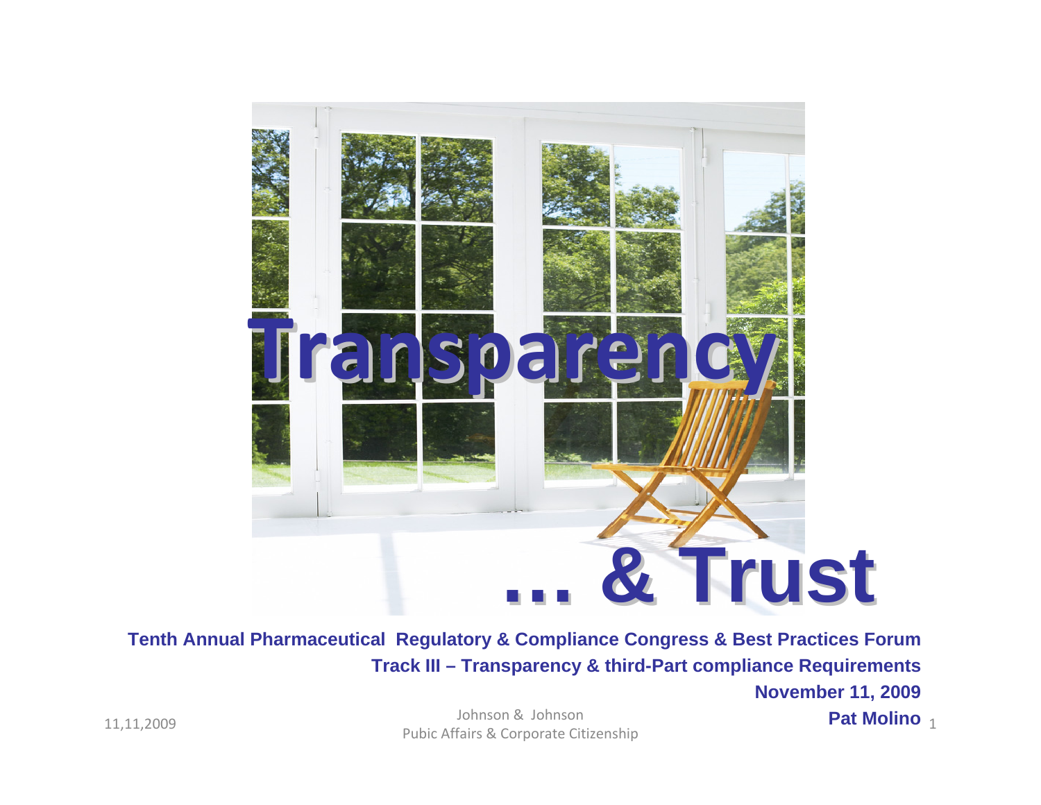# Transparency

# ... & Trust

**Tenth Annual Pharmaceutical Regulatory & Compliance Congress & Best Practices Forum**

**Track III – Transparency & third-Part compliance Requirements**

**November 11, 2009**

**Pat Molino**

11,11,2009

Johnson & Johnson
Pubic Affairs & Corporate Citizenship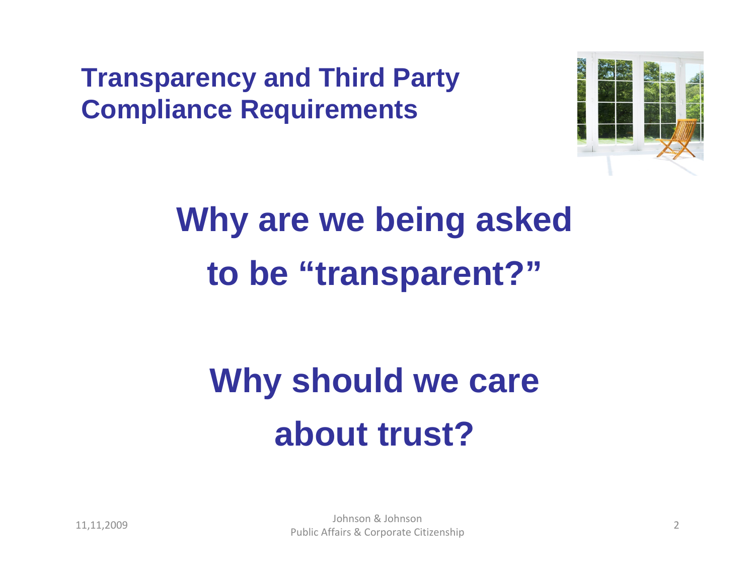## Transparency and Third Party Compliance Requirements

# Why are we being asked to be "transparent?"

# Why should we care about trust?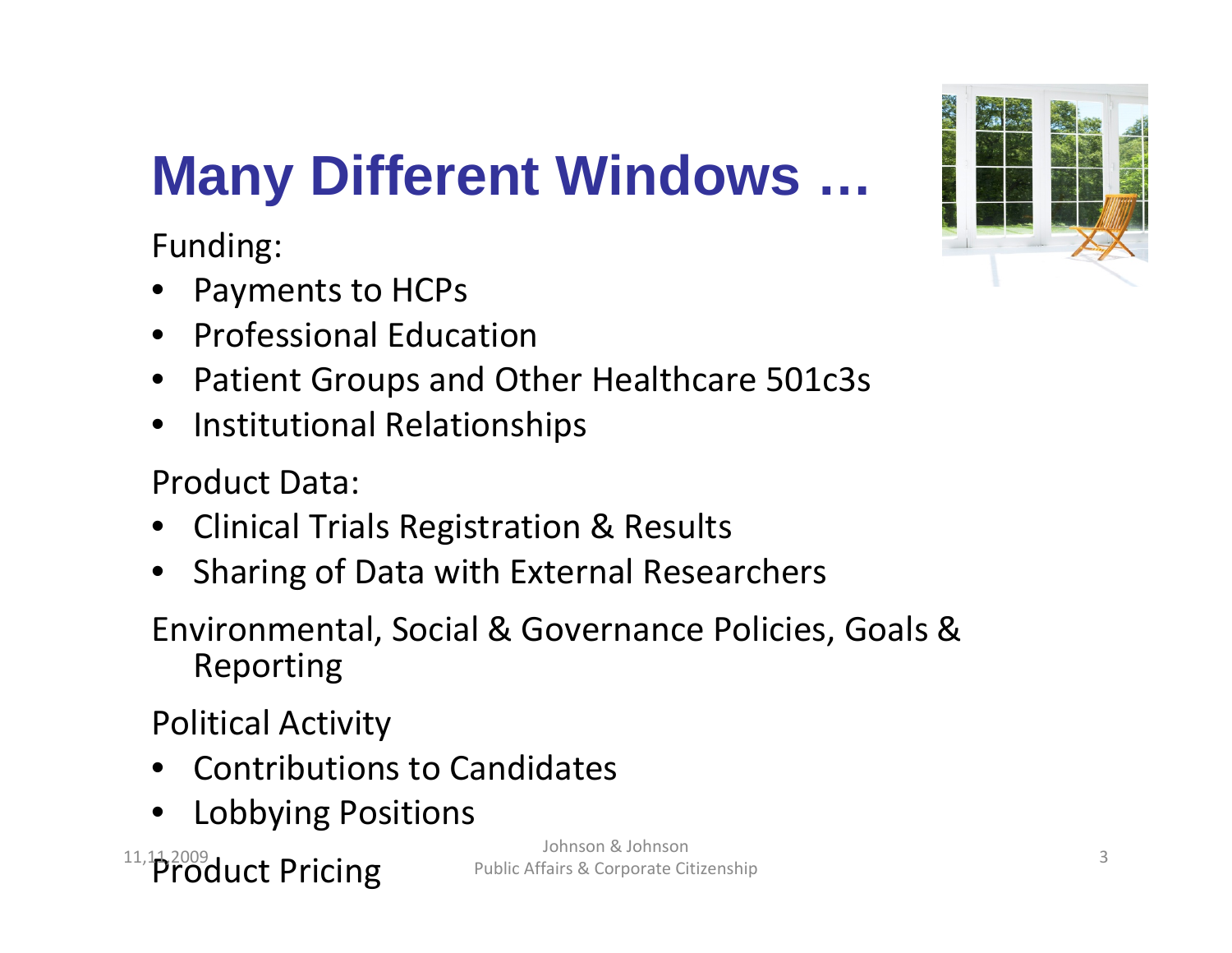# Many Different Windows …

Funding:

- Payments to HCPs
- Professional Education
- Patient Groups and Other Healthcare 501c3s
- Institutional Relationships

Product Data:

- Clinical Trials Registration & Results
- Sharing of Data with External Researchers

Environmental, Social & Governance Policies, Goals & Reporting

Political Activity

- Contributions to Candidates
- Lobbying Positions

Product Pricing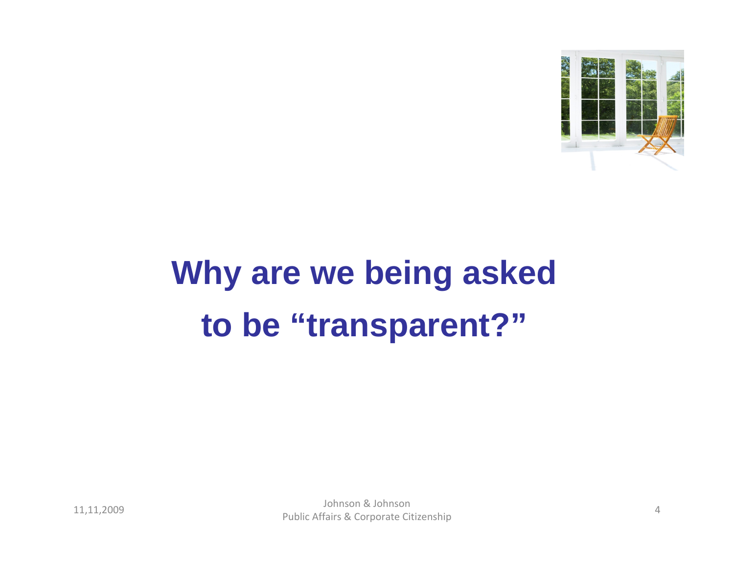# Why are we being asked to be "transparent?"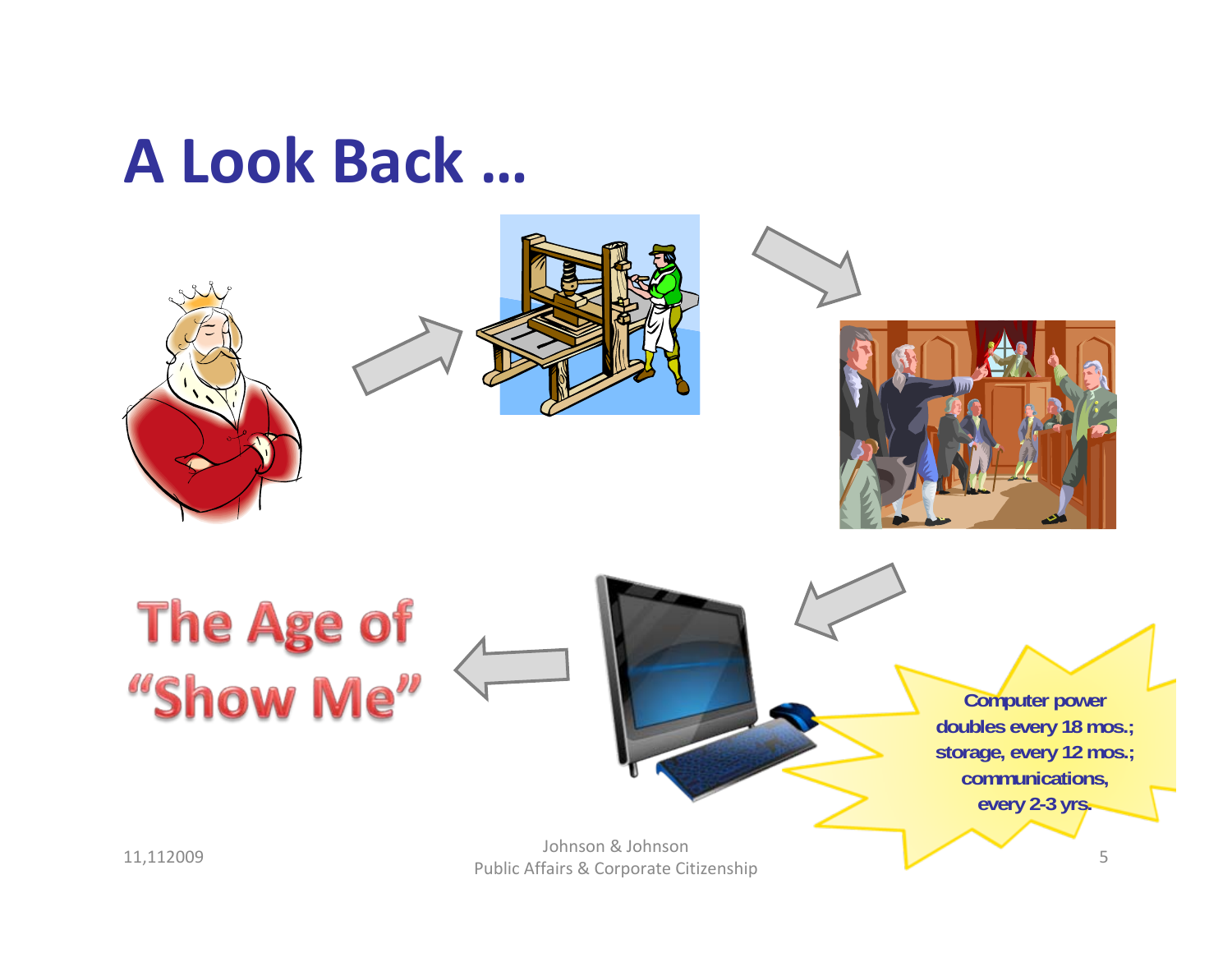# A Look Back …

The Age of "Show Me"

Computer power doubles every 18 mos.; storage, every 12 mos.; communications, every 2-3 yrs.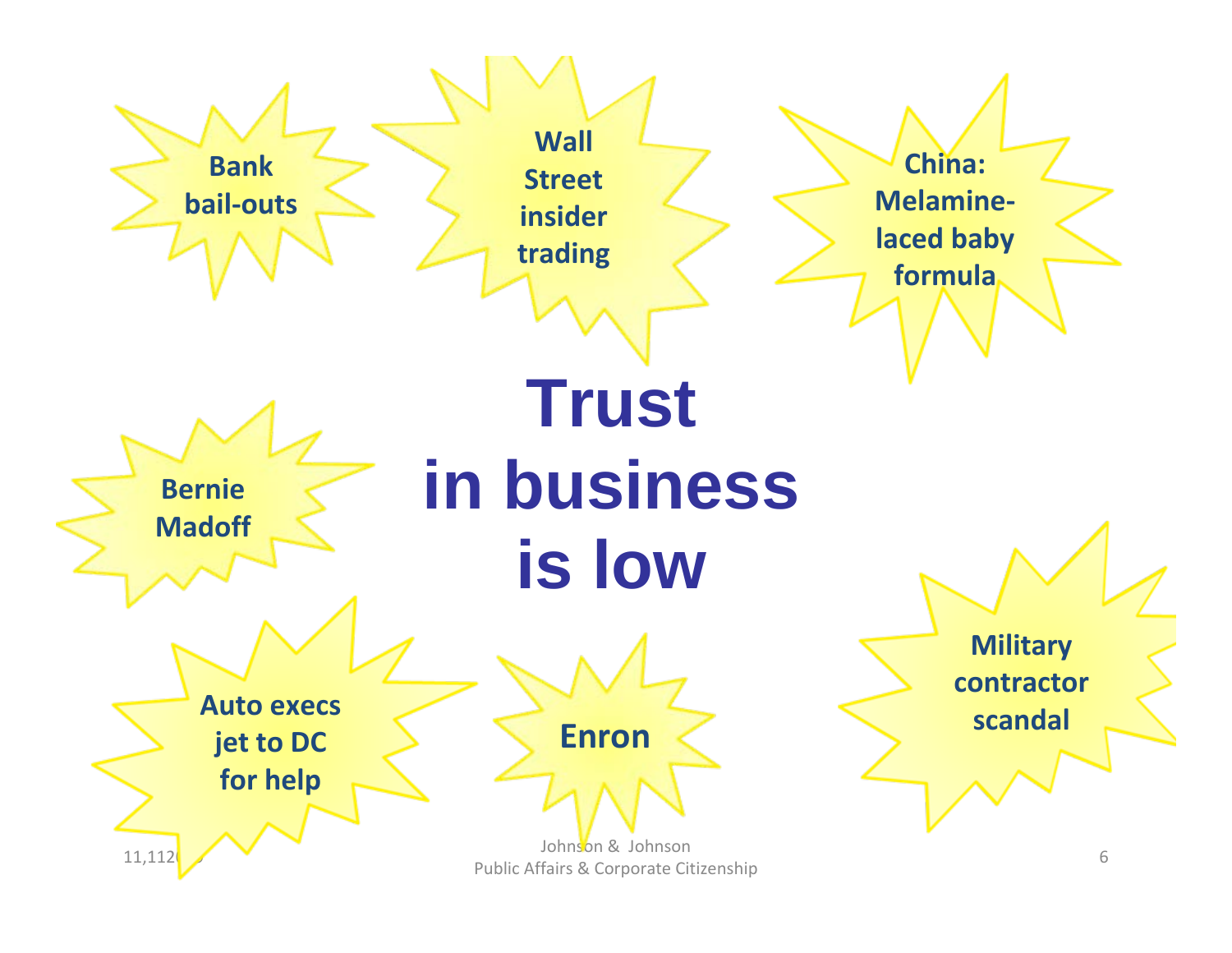# Trust in business is low

**Bank bail-outs**

**Wall Street insider trading**

**China: Melamine-laced baby formula**

**Bernie Madoff**

**Auto execs jet to DC for help**

**Enron**

**Military contractor scandal**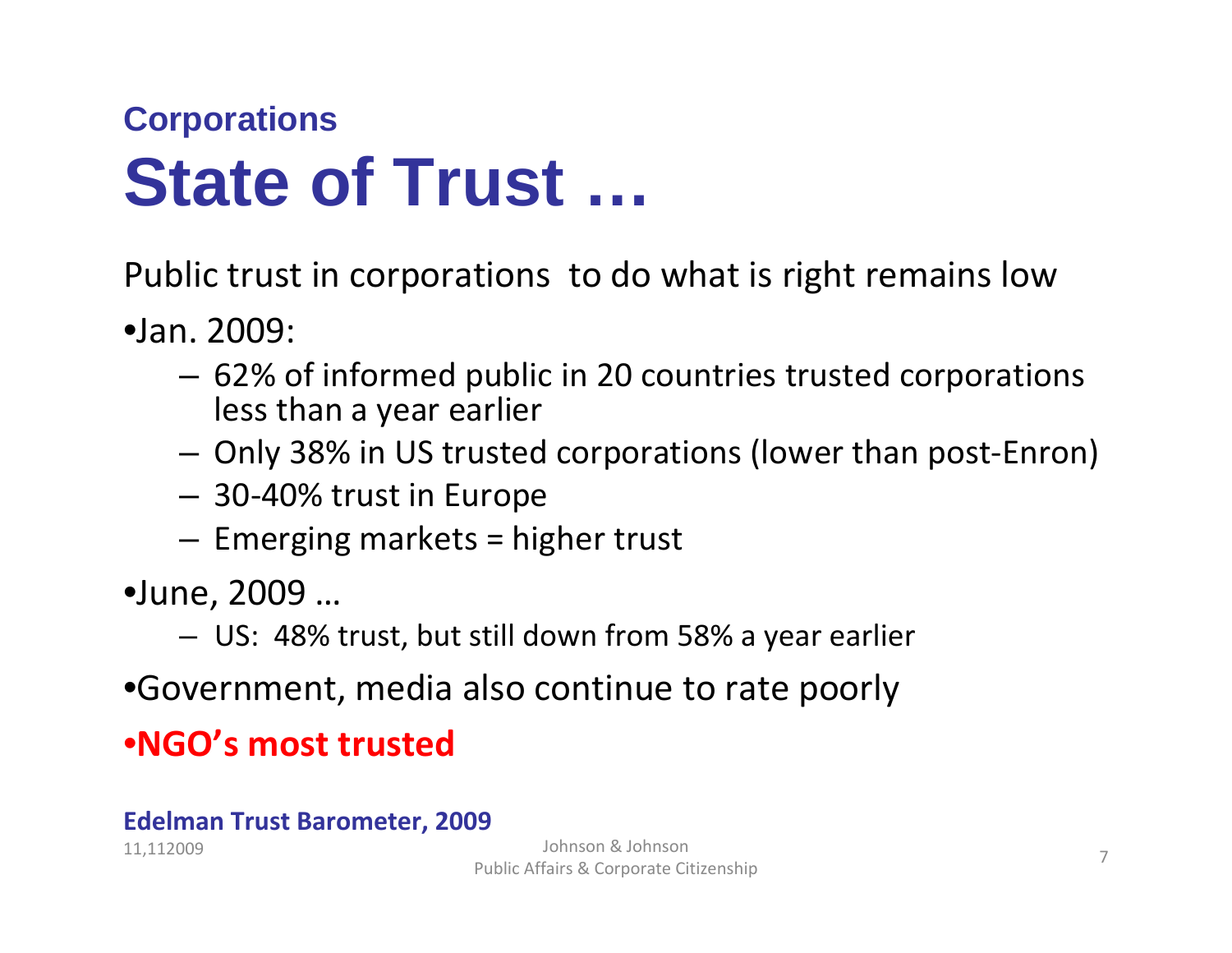### Corporations

# State of Trust …

Public trust in corporations to do what is right remains low

- Jan. 2009:
  - 62% of informed public in 20 countries trusted corporations less than a year earlier
  - Only 38% in US trusted corporations (lower than post-Enron)
  - 30-40% trust in Europe
  - Emerging markets = higher trust
- June, 2009 …
  - US: 48% trust, but still down from 58% a year earlier
- Government, media also continue to rate poorly
- **NGO's most trusted**

**Edelman Trust Barometer, 2009**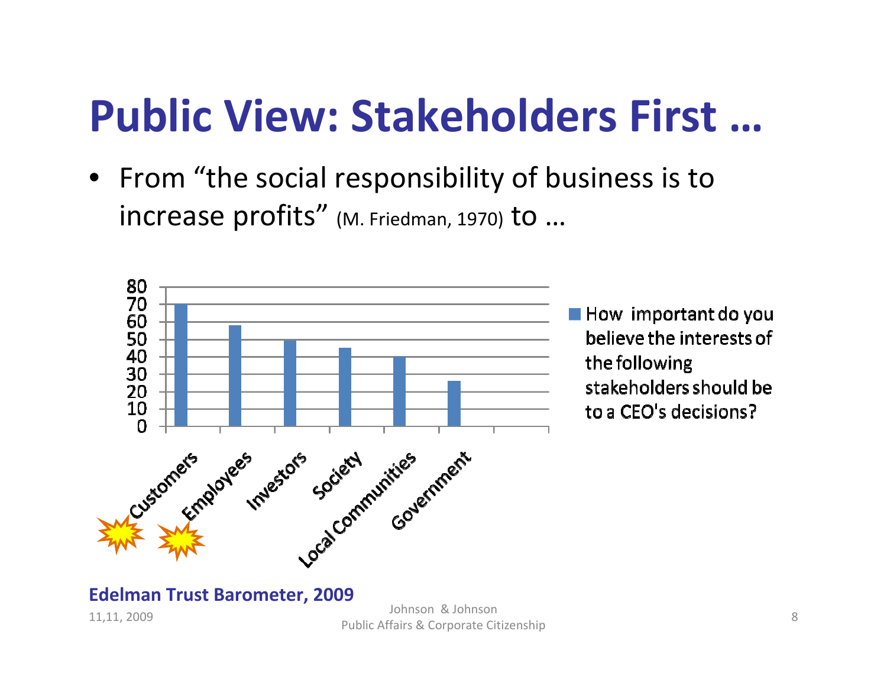# Public View: Stakeholders First …

- From "the social responsibility of business is to increase profits" (M. Friedman, 1970) to …

| Stakeholder | How important do you believe the interests of the following stakeholders should be to a CEO's decisions? |
|---|---|
| Customers | 70 |
| Employees | 58 |
| Investors | 50 |
| Society | 45 |
| Local Communities | 40 |
| Government | 26 |

**Edelman Trust Barometer, 2009**

11,11, 2009

Johnson & Johnson
Public Affairs & Corporate Citizenship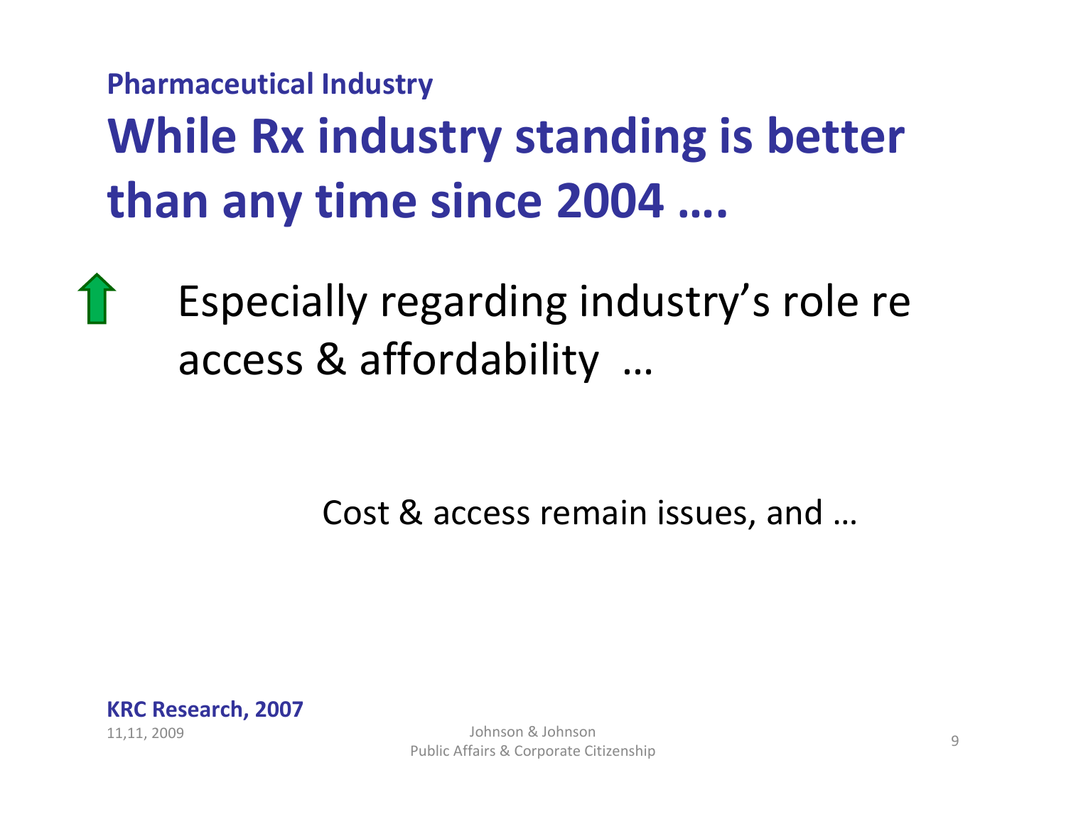**Pharmaceutical Industry**

# While Rx industry standing is better than any time since 2004 ….

Especially regarding industry's role re access & affordability …

Cost & access remain issues, and …

**KRC Research, 2007**

11,11, 2009

Johnson & Johnson
Public Affairs & Corporate Citizenship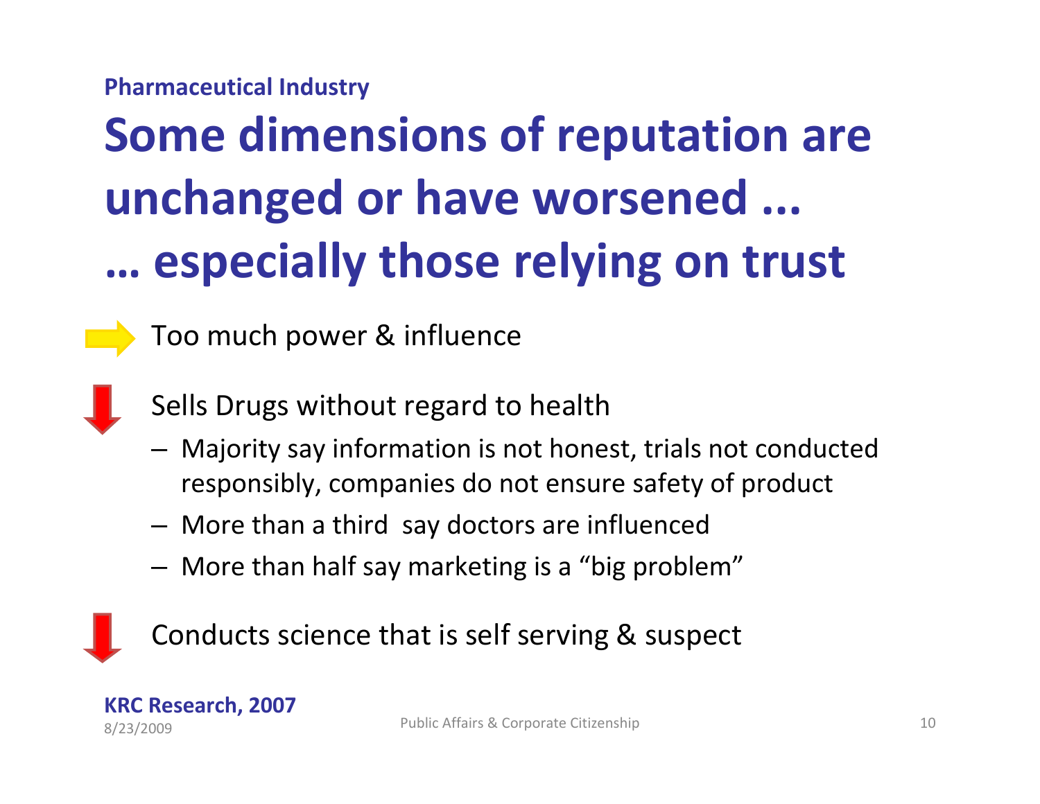**Pharmaceutical Industry**

# Some dimensions of reputation are unchanged or have worsened ... … especially those relying on trust

- Too much power & influence
- Sells Drugs without regard to health
  - Majority say information is not honest, trials not conducted responsibly, companies do not ensure safety of product
  - More than a third say doctors are influenced
  - More than half say marketing is a “big problem”
- Conducts science that is self serving & suspect

**KRC Research, 2007**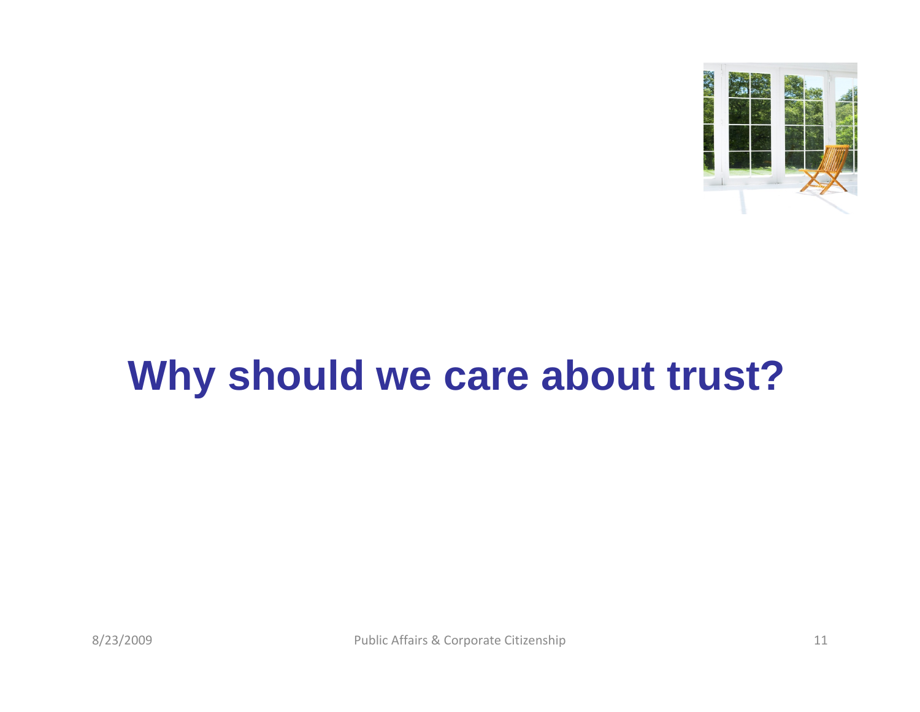# Why should we care about trust?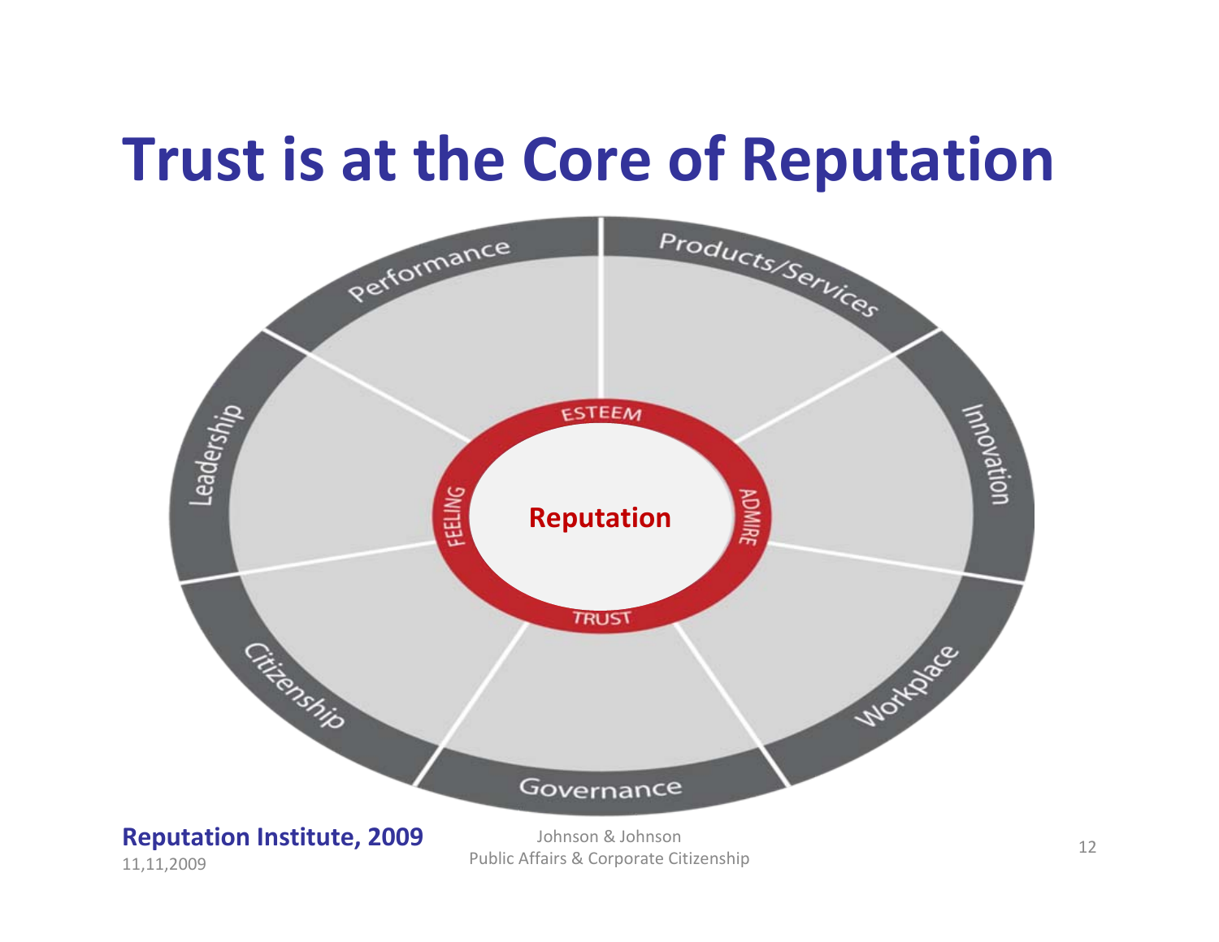# Trust is at the Core of Reputation

Performance

Products/Services

Innovation

Workplace

Governance

Citizenship

Leadership

ESTEEM

ADMIRE

TRUST

FEELING

**Reputation**

**Reputation Institute, 2009**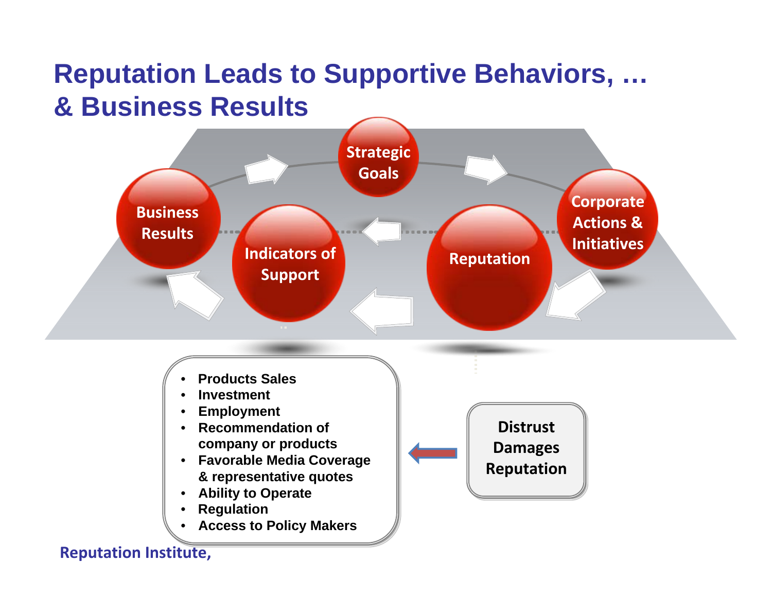# Reputation Leads to Supportive Behaviors, … & Business Results

Strategic Goals

Corporate Actions & Initiatives

Reputation

Indicators of Support

Business Results

- Products Sales
- Investment
- Employment
- Recommendation of company or products
- Favorable Media Coverage & representative quotes
- Ability to Operate
- Regulation
- Access to Policy Makers

Distrust Damages Reputation

Reputation Institute,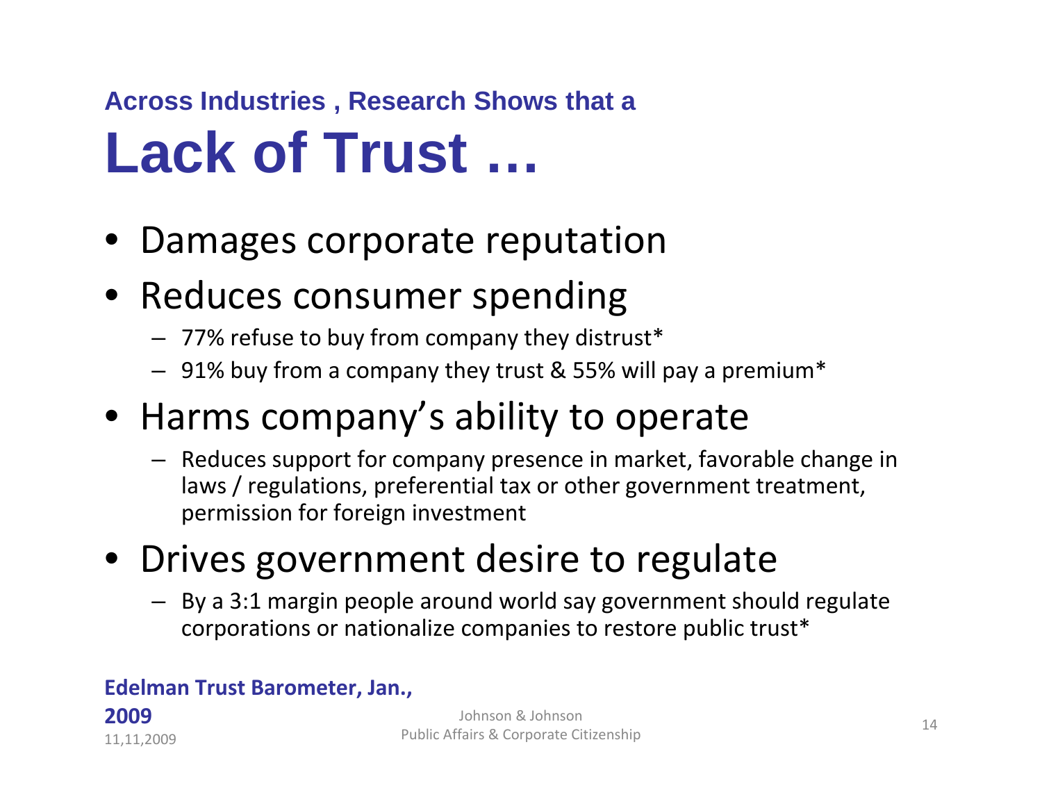Across Industries , Research Shows that a

# Lack of Trust …

- Damages corporate reputation
- Reduces consumer spending
  - 77% refuse to buy from company they distrust*
  - 91% buy from a company they trust & 55% will pay a premium*
- Harms company's ability to operate
  - Reduces support for company presence in market, favorable change in laws / regulations, preferential tax or other government treatment, permission for foreign investment
- Drives government desire to regulate
  - By a 3:1 margin people around world say government should regulate corporations or nationalize companies to restore public trust*

**Edelman Trust Barometer, Jan., 2009**

11,11,2009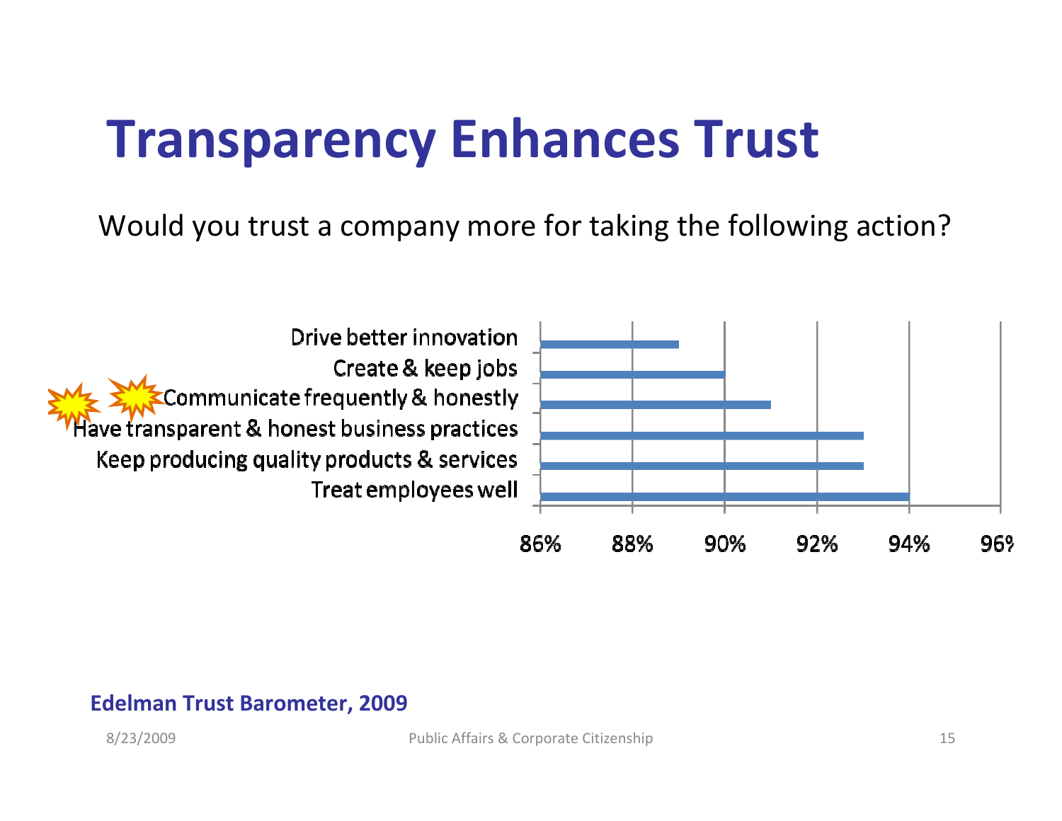# Transparency Enhances Trust

Would you trust a company more for taking the following action?

| Action | Value |
|---|---|
| Drive better innovation | 89% |
| Create & keep jobs | 90% |
| Communicate frequently & honestly | 91% |
| Have transparent & honest business practices | 93% |
| Keep producing quality products & services | 93% |
| Treat employees well | 94% |

**Edelman Trust Barometer, 2009**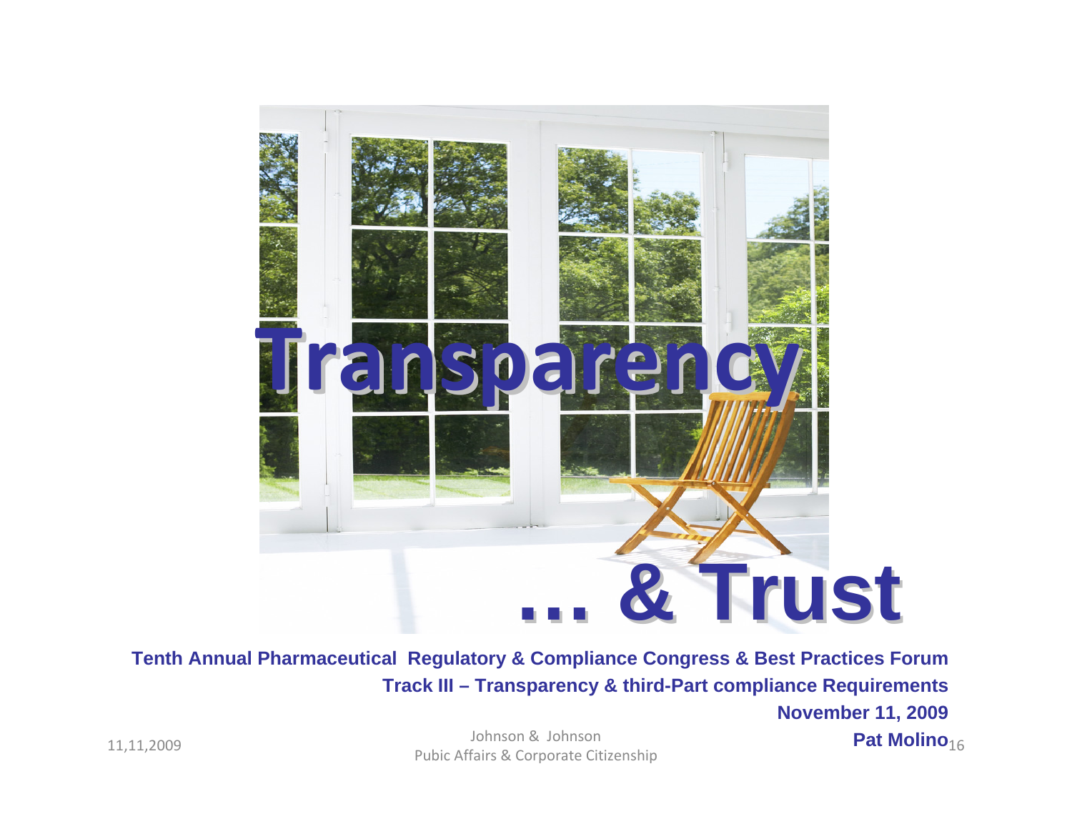# Transparency

# ... & Trust

**Tenth Annual Pharmaceutical Regulatory & Compliance Congress & Best Practices Forum**
**Track III – Transparency & third-Part compliance Requirements**
**November 11, 2009**
**Pat Molino**

11,11,2009

Johnson & Johnson
Pubic Affairs & Corporate Citizenship